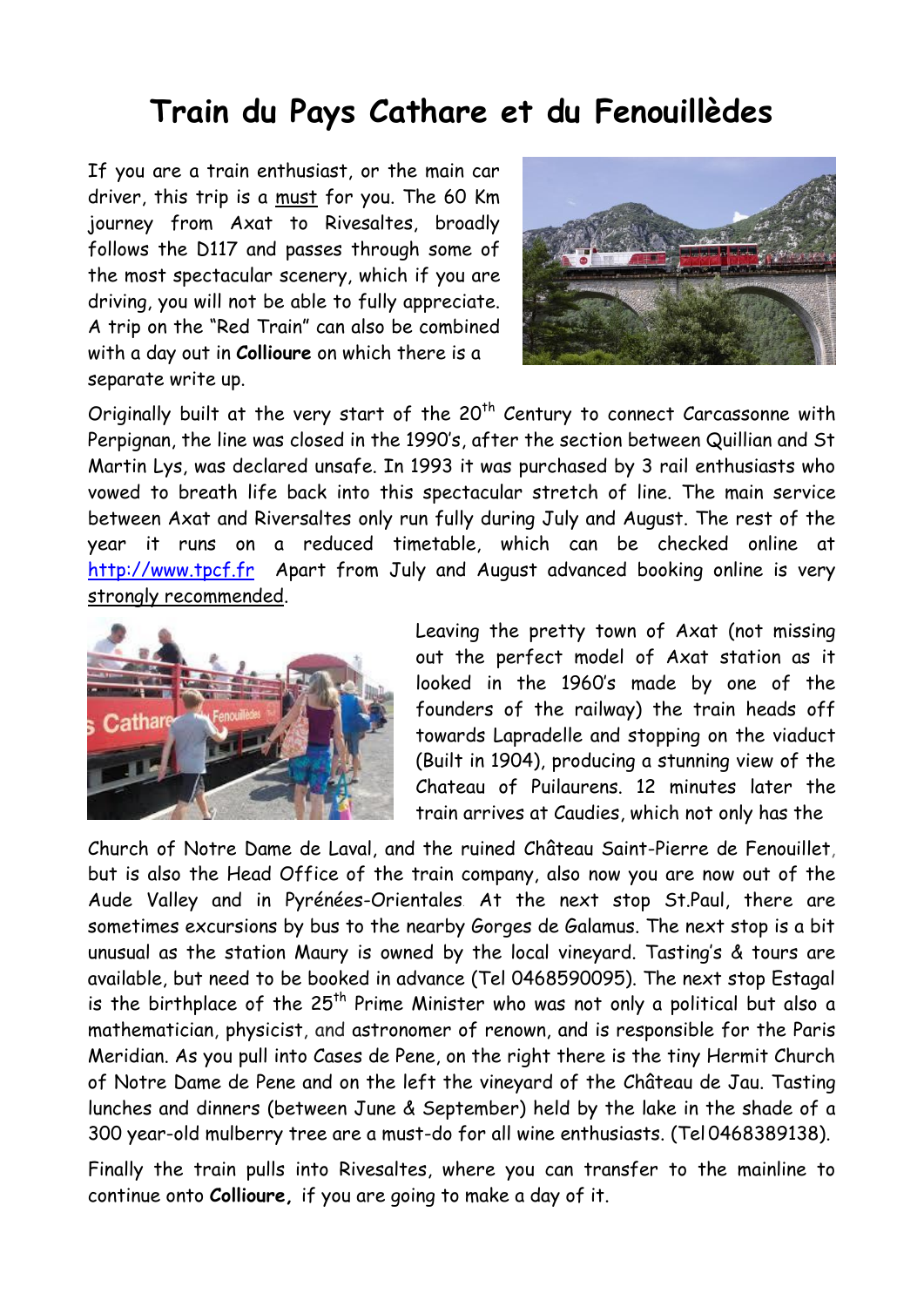# Train du Pays Cathare et du Fenouillèdes

If you are a train enthusiast, or the main car driver, this trip is a must for you. The 60 Km journey from Axat to Rivesaltes, broadly follows the D117 and passes through some of the most spectacular scenery, which if you are driving, you will not be able to fully appreciate. A trip on the "Red Train" can also be combined with a day out in **Collioure** on which there is a separate write up.

Originally built at the very start of the 20th Century to connect Carcassonne with Perpignan, the line was closed in the 1990's, after the section between Quillian and St Martin Lys, was declared unsafe. In 1993 it was purchased by 3 rail enthusiasts who vowed to breath life back into this spectacular stretch of line. The main service between Axat and Riversaltes only run fully during July and August. The rest of the year it runs on a reduced timetable, which can be checked online at http://www.tpcf.fr Apart from July and August advanced booking online is very strongly recommended.

Leaving the pretty town of Axat (not missing out the perfect model of Axat station as it looked in the 1960's made by one of the founders of the railway) the train heads off towards Lapradelle and stopping on the viaduct (Built in 1904), producing a stunning view of the Chateau of Puilaurens. 12 minutes later the train arrives at Caudies, which not only has the Church of Notre Dame de Laval, and the ruined Château Saint-Pierre de Fenouillet, but is also the Head Office of the train company, also now you are now out of the Aude Valley and in Pyrénées-Orientales. At the next stop St.Paul, there are sometimes excursions by bus to the nearby Gorges de Galamus. The next stop is a bit unusual as the station Maury is owned by the local vineyard. Tasting's & tours are available, but need to be booked in advance (Tel 0468590095). The next stop Estagal is the birthplace of the 25th Prime Minister who was not only a political but also a mathematician, physicist, and astronomer of renown, and is responsible for the Paris Meridian. As you pull into Cases de Pene, on the right there is the tiny Hermit Church of Notre Dame de Pene and on the left the vineyard of the Château de Jau. Tasting lunches and dinners (between June & September) held by the lake in the shade of a 300 year-old mulberry tree are a must-do for all wine enthusiasts. (Tel 0468389138).

Finally the train pulls into Rivesaltes, where you can transfer to the mainline to continue onto **Collioure,** if you are going to make a day of it.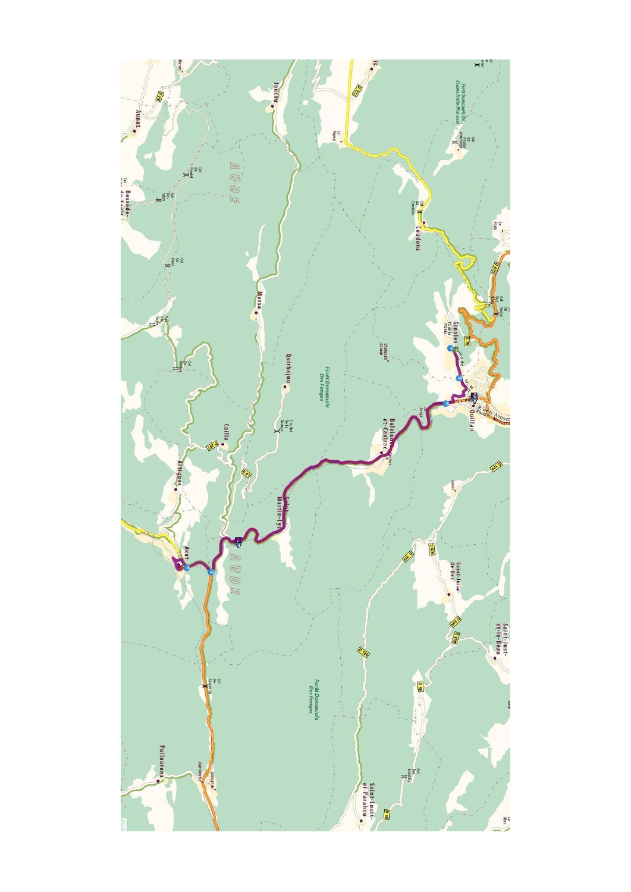Aunat

Bessède-de-Sault

Joucou

AUDE

Matsa

Quirbajou

Cailla

Artigues

Axat

Saint-Martin-Lys

Belvianes-et-Cavirac

Quillan

Ginoles

Coudons

Forêt Domaniale Des Fanges

Saint-Julia-de-Bec

Saint-Just-et-le-Bézu

Saint-Louis-et-Parahou

Puilaurens

Lapradelle

Col de Campérié